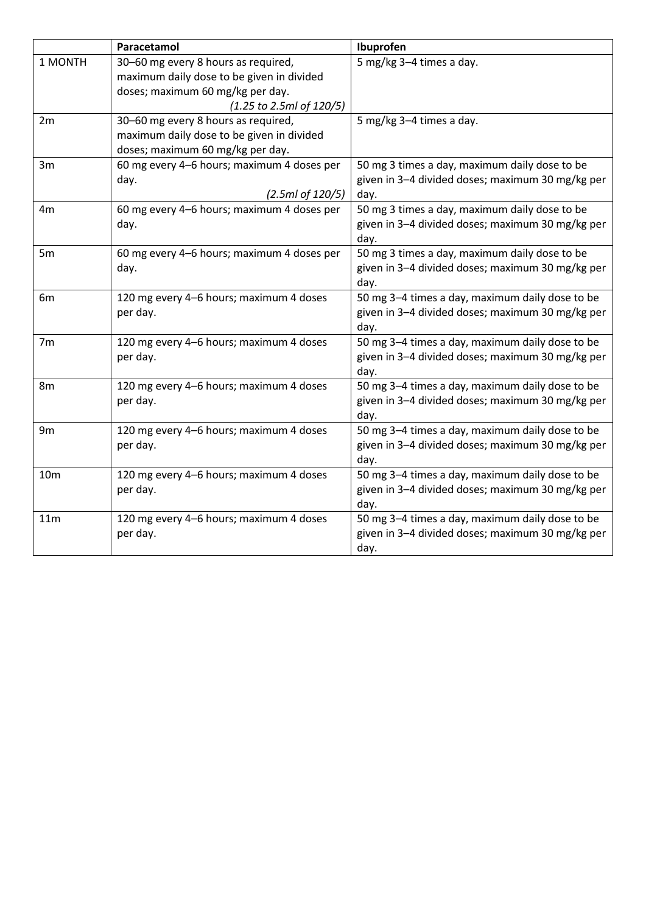| | Paracetamol | Ibuprofen |
|---|---|---|
| 1 MONTH | 30–60 mg every 8 hours as required, maximum daily dose to be given in divided doses; maximum 60 mg/kg per day. *(1.25 to 2.5ml of 120/5)* | 5 mg/kg 3–4 times a day. |
| 2m | 30–60 mg every 8 hours as required, maximum daily dose to be given in divided doses; maximum 60 mg/kg per day. | 5 mg/kg 3–4 times a day. |
| 3m | 60 mg every 4–6 hours; maximum 4 doses per day. *(2.5ml of 120/5)* | 50 mg 3 times a day, maximum daily dose to be given in 3–4 divided doses; maximum 30 mg/kg per day. |
| 4m | 60 mg every 4–6 hours; maximum 4 doses per day. | 50 mg 3 times a day, maximum daily dose to be given in 3–4 divided doses; maximum 30 mg/kg per day. |
| 5m | 60 mg every 4–6 hours; maximum 4 doses per day. | 50 mg 3 times a day, maximum daily dose to be given in 3–4 divided doses; maximum 30 mg/kg per day. |
| 6m | 120 mg every 4–6 hours; maximum 4 doses per day. | 50 mg 3–4 times a day, maximum daily dose to be given in 3–4 divided doses; maximum 30 mg/kg per day. |
| 7m | 120 mg every 4–6 hours; maximum 4 doses per day. | 50 mg 3–4 times a day, maximum daily dose to be given in 3–4 divided doses; maximum 30 mg/kg per day. |
| 8m | 120 mg every 4–6 hours; maximum 4 doses per day. | 50 mg 3–4 times a day, maximum daily dose to be given in 3–4 divided doses; maximum 30 mg/kg per day. |
| 9m | 120 mg every 4–6 hours; maximum 4 doses per day. | 50 mg 3–4 times a day, maximum daily dose to be given in 3–4 divided doses; maximum 30 mg/kg per day. |
| 10m | 120 mg every 4–6 hours; maximum 4 doses per day. | 50 mg 3–4 times a day, maximum daily dose to be given in 3–4 divided doses; maximum 30 mg/kg per day. |
| 11m | 120 mg every 4–6 hours; maximum 4 doses per day. | 50 mg 3–4 times a day, maximum daily dose to be given in 3–4 divided doses; maximum 30 mg/kg per day. |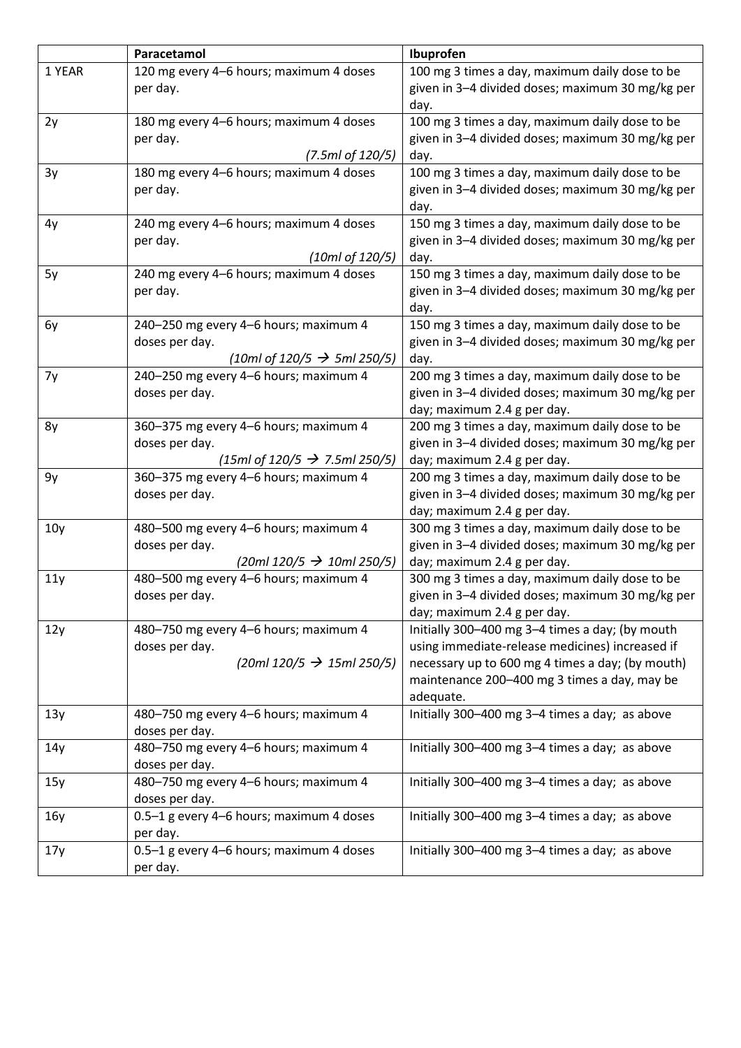| | Paracetamol | Ibuprofen |
|---|---|---|
| 1 YEAR | 120 mg every 4–6 hours; maximum 4 doses per day. | 100 mg 3 times a day, maximum daily dose to be given in 3–4 divided doses; maximum 30 mg/kg per day. |
| 2y | 180 mg every 4–6 hours; maximum 4 doses per day. *(7.5ml of 120/5)* | 100 mg 3 times a day, maximum daily dose to be given in 3–4 divided doses; maximum 30 mg/kg per day. |
| 3y | 180 mg every 4–6 hours; maximum 4 doses per day. | 100 mg 3 times a day, maximum daily dose to be given in 3–4 divided doses; maximum 30 mg/kg per day. |
| 4y | 240 mg every 4–6 hours; maximum 4 doses per day. *(10ml of 120/5)* | 150 mg 3 times a day, maximum daily dose to be given in 3–4 divided doses; maximum 30 mg/kg per day. |
| 5y | 240 mg every 4–6 hours; maximum 4 doses per day. | 150 mg 3 times a day, maximum daily dose to be given in 3–4 divided doses; maximum 30 mg/kg per day. |
| 6y | 240–250 mg every 4–6 hours; maximum 4 doses per day. *(10ml of 120/5 → 5ml 250/5)* | 150 mg 3 times a day, maximum daily dose to be given in 3–4 divided doses; maximum 30 mg/kg per day. |
| 7y | 240–250 mg every 4–6 hours; maximum 4 doses per day. | 200 mg 3 times a day, maximum daily dose to be given in 3–4 divided doses; maximum 30 mg/kg per day; maximum 2.4 g per day. |
| 8y | 360–375 mg every 4–6 hours; maximum 4 doses per day. *(15ml of 120/5 → 7.5ml 250/5)* | 200 mg 3 times a day, maximum daily dose to be given in 3–4 divided doses; maximum 30 mg/kg per day; maximum 2.4 g per day. |
| 9y | 360–375 mg every 4–6 hours; maximum 4 doses per day. | 200 mg 3 times a day, maximum daily dose to be given in 3–4 divided doses; maximum 30 mg/kg per day; maximum 2.4 g per day. |
| 10y | 480–500 mg every 4–6 hours; maximum 4 doses per day. *(20ml 120/5 → 10ml 250/5)* | 300 mg 3 times a day, maximum daily dose to be given in 3–4 divided doses; maximum 30 mg/kg per day; maximum 2.4 g per day. |
| 11y | 480–500 mg every 4–6 hours; maximum 4 doses per day. | 300 mg 3 times a day, maximum daily dose to be given in 3–4 divided doses; maximum 30 mg/kg per day; maximum 2.4 g per day. |
| 12y | 480–750 mg every 4–6 hours; maximum 4 doses per day. *(20ml 120/5 → 15ml 250/5)* | Initially 300–400 mg 3–4 times a day; (by mouth using immediate-release medicines) increased if necessary up to 600 mg 4 times a day; (by mouth) maintenance 200–400 mg 3 times a day, may be adequate. |
| 13y | 480–750 mg every 4–6 hours; maximum 4 doses per day. | Initially 300–400 mg 3–4 times a day; as above |
| 14y | 480–750 mg every 4–6 hours; maximum 4 doses per day. | Initially 300–400 mg 3–4 times a day; as above |
| 15y | 480–750 mg every 4–6 hours; maximum 4 doses per day. | Initially 300–400 mg 3–4 times a day; as above |
| 16y | 0.5–1 g every 4–6 hours; maximum 4 doses per day. | Initially 300–400 mg 3–4 times a day; as above |
| 17y | 0.5–1 g every 4–6 hours; maximum 4 doses per day. | Initially 300–400 mg 3–4 times a day; as above |